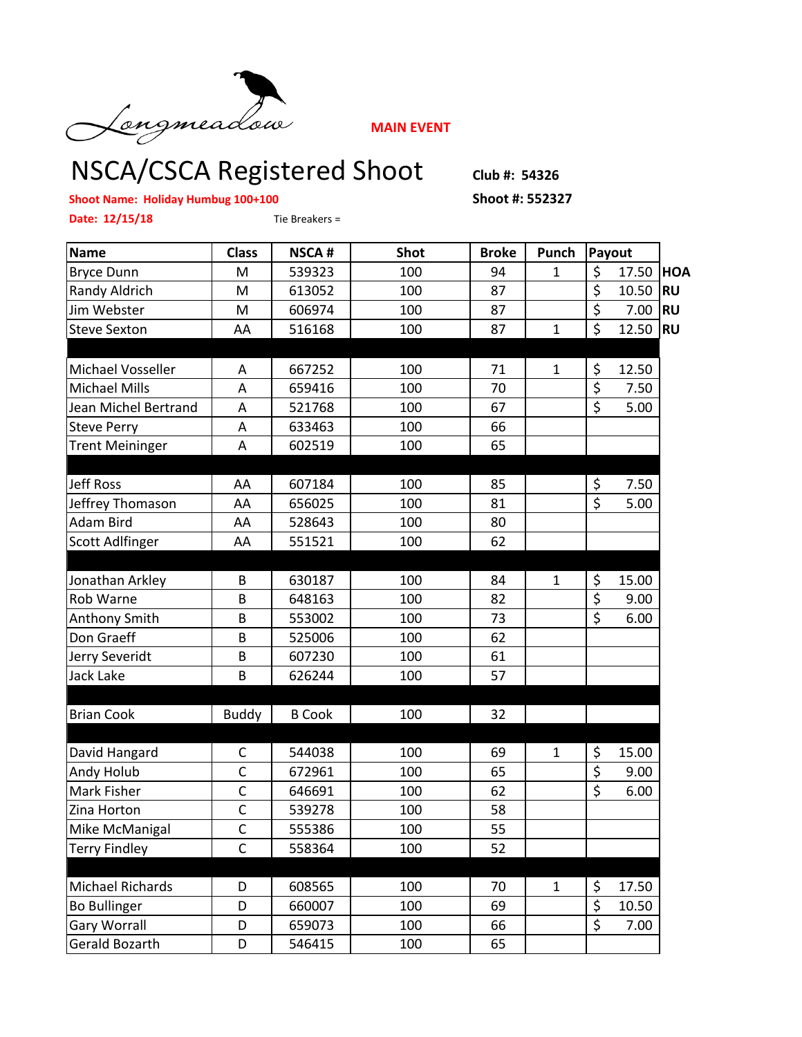Longmeadow

**MAIN EVENT**

# NSCA/CSCA Registered Shoot

**Club #: 54326**

**Shoot #: 552327**

**Shoot Name: Holiday Humbug 100+100**

**Date: 12/15/18**

Tie Breakers =

| Name | Class | NSCA # | Shot | Broke | Punch | Payout | |
|---|---|---|---|---|---|---|---|
| Bryce Dunn | M | 539323 | 100 | 94 | 1 | $ 17.50 | HOA |
| Randy Aldrich | M | 613052 | 100 | 87 | | $ 10.50 | RU |
| Jim Webster | M | 606974 | 100 | 87 | | $ 7.00 | RU |
| Steve Sexton | AA | 516168 | 100 | 87 | 1 | $ 12.50 | RU |
| | | | | | | | |
| Michael Vosseller | A | 667252 | 100 | 71 | 1 | $ 12.50 | |
| Michael Mills | A | 659416 | 100 | 70 | | $ 7.50 | |
| Jean Michel Bertrand | A | 521768 | 100 | 67 | | $ 5.00 | |
| Steve Perry | A | 633463 | 100 | 66 | | | |
| Trent Meininger | A | 602519 | 100 | 65 | | | |
| | | | | | | | |
| Jeff Ross | AA | 607184 | 100 | 85 | | $ 7.50 | |
| Jeffrey Thomason | AA | 656025 | 100 | 81 | | $ 5.00 | |
| Adam Bird | AA | 528643 | 100 | 80 | | | |
| Scott Adlfinger | AA | 551521 | 100 | 62 | | | |
| | | | | | | | |
| Jonathan Arkley | B | 630187 | 100 | 84 | 1 | $ 15.00 | |
| Rob Warne | B | 648163 | 100 | 82 | | $ 9.00 | |
| Anthony Smith | B | 553002 | 100 | 73 | | $ 6.00 | |
| Don Graeff | B | 525006 | 100 | 62 | | | |
| Jerry Severidt | B | 607230 | 100 | 61 | | | |
| Jack Lake | B | 626244 | 100 | 57 | | | |
| | | | | | | | |
| Brian Cook | Buddy | B Cook | 100 | 32 | | | |
| | | | | | | | |
| David Hangard | C | 544038 | 100 | 69 | 1 | $ 15.00 | |
| Andy Holub | C | 672961 | 100 | 65 | | $ 9.00 | |
| Mark Fisher | C | 646691 | 100 | 62 | | $ 6.00 | |
| Zina Horton | C | 539278 | 100 | 58 | | | |
| Mike McManigal | C | 555386 | 100 | 55 | | | |
| Terry Findley | C | 558364 | 100 | 52 | | | |
| | | | | | | | |
| Michael Richards | D | 608565 | 100 | 70 | 1 | $ 17.50 | |
| Bo Bullinger | D | 660007 | 100 | 69 | | $ 10.50 | |
| Gary Worrall | D | 659073 | 100 | 66 | | $ 7.00 | |
| Gerald Bozarth | D | 546415 | 100 | 65 | | | |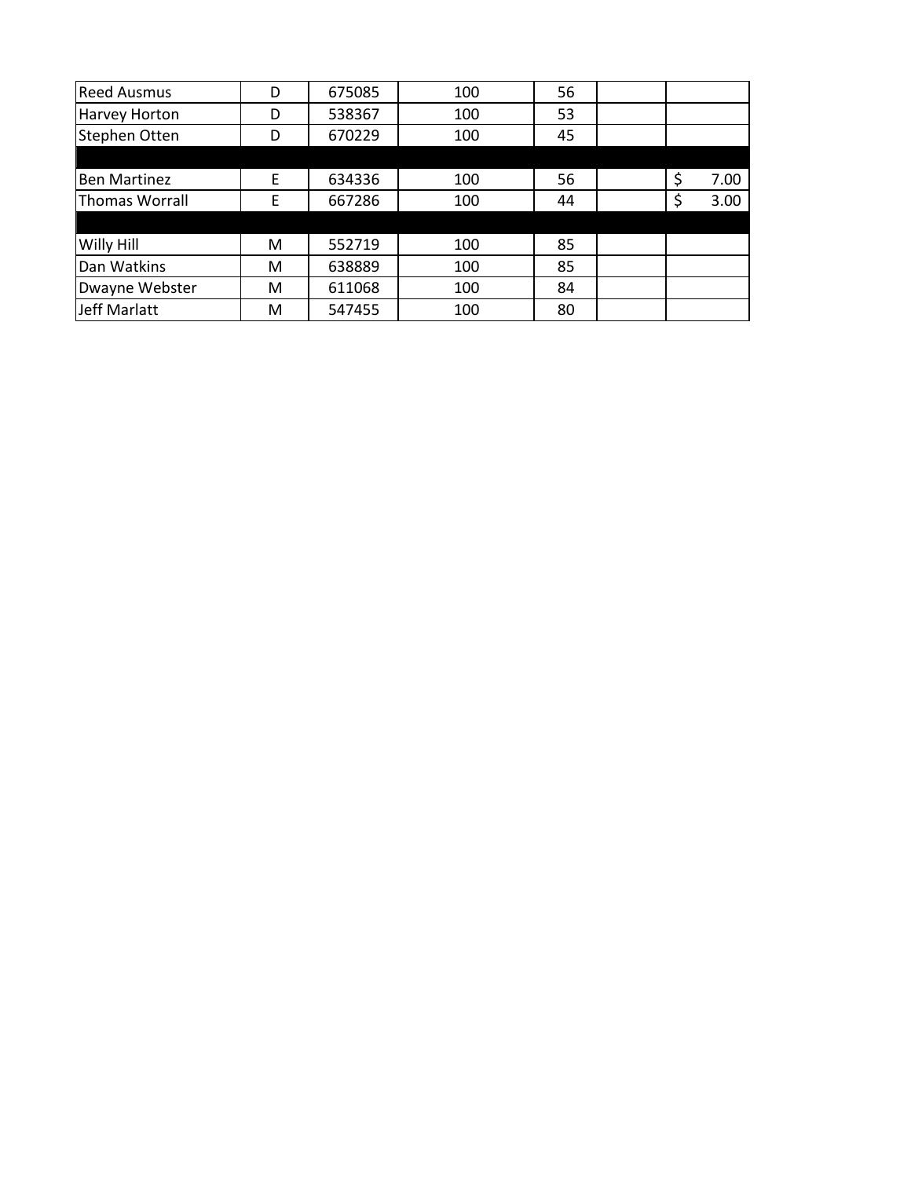| | | | | | | |
|---|---|---|---|---|---|---|
| Reed Ausmus | D | 675085 | 100 | 56 | | |
| Harvey Horton | D | 538367 | 100 | 53 | | |
| Stephen Otten | D | 670229 | 100 | 45 | | |
| | | | | | | |
| Ben Martinez | E | 634336 | 100 | 56 | | $ 7.00 |
| Thomas Worrall | E | 667286 | 100 | 44 | | $ 3.00 |
| | | | | | | |
| Willy Hill | M | 552719 | 100 | 85 | | |
| Dan Watkins | M | 638889 | 100 | 85 | | |
| Dwayne Webster | M | 611068 | 100 | 84 | | |
| Jeff Marlatt | M | 547455 | 100 | 80 | | |